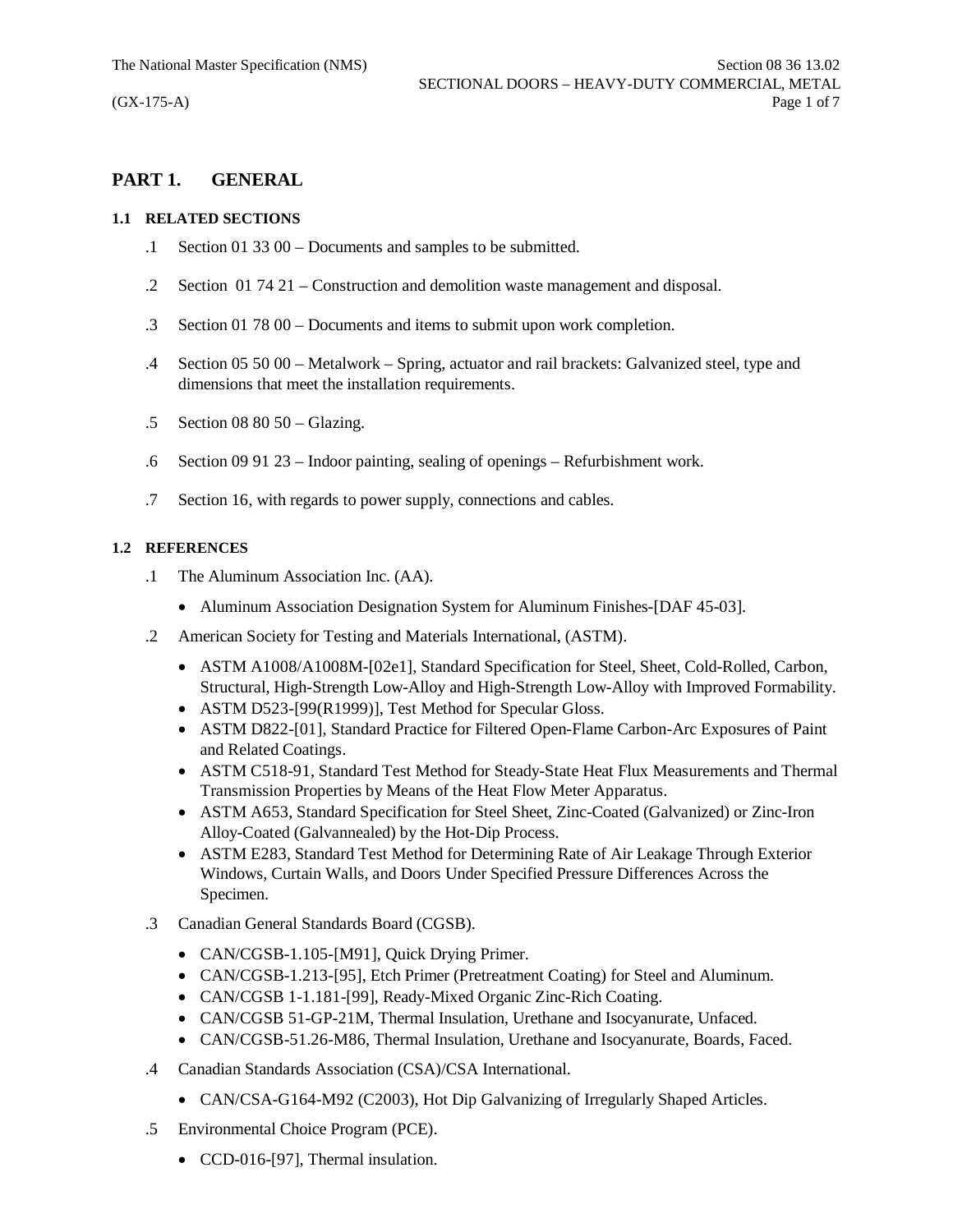# PART 1. GENERAL

### 1.1 RELATED SECTIONS

.1 Section 01 33 00 – Documents and samples to be submitted.

.2 Section 01 74 21 – Construction and demolition waste management and disposal.

.3 Section 01 78 00 – Documents and items to submit upon work completion.

.4 Section 05 50 00 – Metalwork – Spring, actuator and rail brackets: Galvanized steel, type and dimensions that meet the installation requirements.

.5 Section 08 80 50 – Glazing.

.6 Section 09 91 23 – Indoor painting, sealing of openings – Refurbishment work.

.7 Section 16, with regards to power supply, connections and cables.

### 1.2 REFERENCES

.1 The Aluminum Association Inc. (AA).

- Aluminum Association Designation System for Aluminum Finishes-[DAF 45-03].

.2 American Society for Testing and Materials International, (ASTM).

- ASTM A1008/A1008M-[02e1], Standard Specification for Steel, Sheet, Cold-Rolled, Carbon, Structural, High-Strength Low-Alloy and High-Strength Low-Alloy with Improved Formability.
- ASTM D523-[99(R1999)], Test Method for Specular Gloss.
- ASTM D822-[01], Standard Practice for Filtered Open-Flame Carbon-Arc Exposures of Paint and Related Coatings.
- ASTM C518-91, Standard Test Method for Steady-State Heat Flux Measurements and Thermal Transmission Properties by Means of the Heat Flow Meter Apparatus.
- ASTM A653, Standard Specification for Steel Sheet, Zinc-Coated (Galvanized) or Zinc-Iron Alloy-Coated (Galvannealed) by the Hot-Dip Process.
- ASTM E283, Standard Test Method for Determining Rate of Air Leakage Through Exterior Windows, Curtain Walls, and Doors Under Specified Pressure Differences Across the Specimen.

.3 Canadian General Standards Board (CGSB).

- CAN/CGSB-1.105-[M91], Quick Drying Primer.
- CAN/CGSB-1.213-[95], Etch Primer (Pretreatment Coating) for Steel and Aluminum.
- CAN/CGSB 1-1.181-[99], Ready-Mixed Organic Zinc-Rich Coating.
- CAN/CGSB 51-GP-21M, Thermal Insulation, Urethane and Isocyanurate, Unfaced.
- CAN/CGSB-51.26-M86, Thermal Insulation, Urethane and Isocyanurate, Boards, Faced.

.4 Canadian Standards Association (CSA)/CSA International.

- CAN/CSA-G164-M92 (C2003), Hot Dip Galvanizing of Irregularly Shaped Articles.

.5 Environmental Choice Program (PCE).

- CCD-016-[97], Thermal insulation.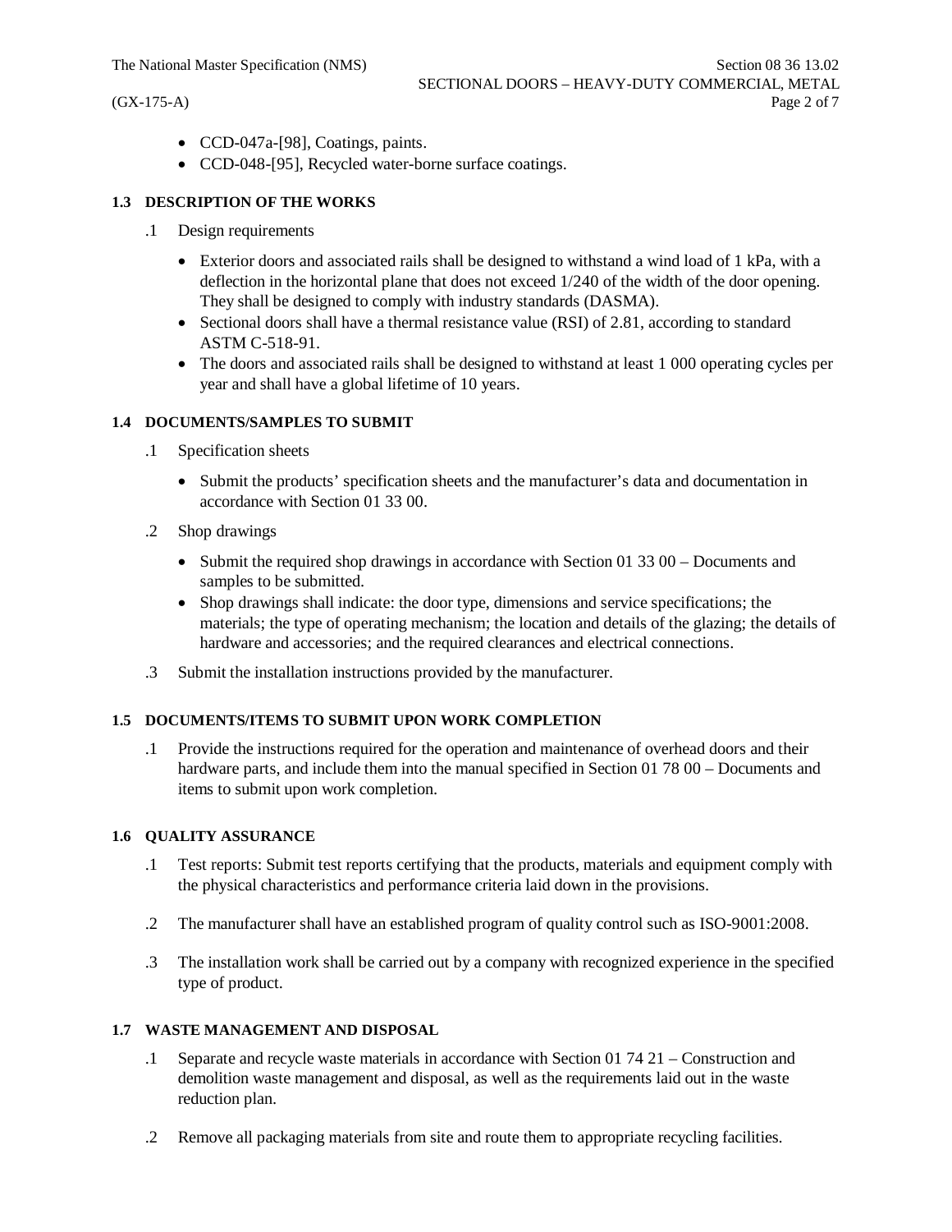- CCD-047a-[98], Coatings, paints.
- CCD-048-[95], Recycled water-borne surface coatings.

### 1.3 DESCRIPTION OF THE WORKS

.1 Design requirements

- Exterior doors and associated rails shall be designed to withstand a wind load of 1 kPa, with a deflection in the horizontal plane that does not exceed 1/240 of the width of the door opening. They shall be designed to comply with industry standards (DASMA).
- Sectional doors shall have a thermal resistance value (RSI) of 2.81, according to standard ASTM C-518-91.
- The doors and associated rails shall be designed to withstand at least 1 000 operating cycles per year and shall have a global lifetime of 10 years.

### 1.4 DOCUMENTS/SAMPLES TO SUBMIT

.1 Specification sheets

- Submit the products' specification sheets and the manufacturer's data and documentation in accordance with Section 01 33 00.

.2 Shop drawings

- Submit the required shop drawings in accordance with Section 01 33 00 – Documents and samples to be submitted.
- Shop drawings shall indicate: the door type, dimensions and service specifications; the materials; the type of operating mechanism; the location and details of the glazing; the details of hardware and accessories; and the required clearances and electrical connections.

.3 Submit the installation instructions provided by the manufacturer.

### 1.5 DOCUMENTS/ITEMS TO SUBMIT UPON WORK COMPLETION

.1 Provide the instructions required for the operation and maintenance of overhead doors and their hardware parts, and include them into the manual specified in Section 01 78 00 – Documents and items to submit upon work completion.

### 1.6 QUALITY ASSURANCE

.1 Test reports: Submit test reports certifying that the products, materials and equipment comply with the physical characteristics and performance criteria laid down in the provisions.

.2 The manufacturer shall have an established program of quality control such as ISO-9001:2008.

.3 The installation work shall be carried out by a company with recognized experience in the specified type of product.

### 1.7 WASTE MANAGEMENT AND DISPOSAL

.1 Separate and recycle waste materials in accordance with Section 01 74 21 – Construction and demolition waste management and disposal, as well as the requirements laid out in the waste reduction plan.

.2 Remove all packaging materials from site and route them to appropriate recycling facilities.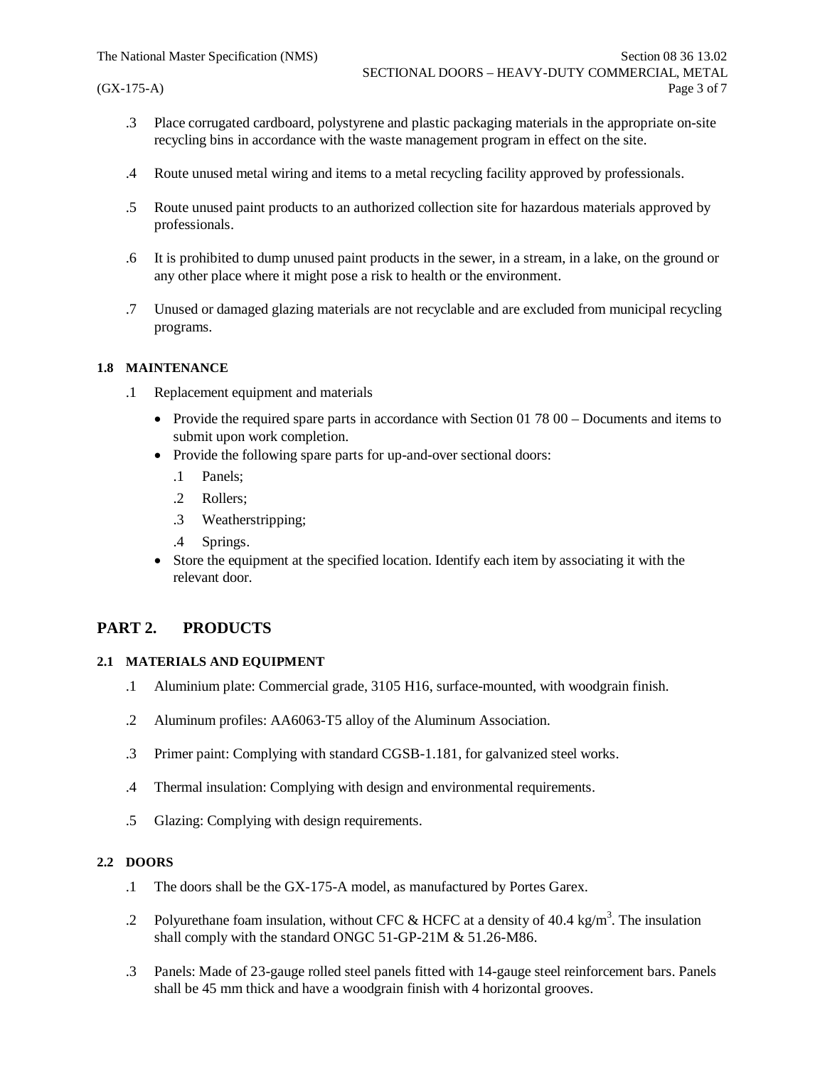.3 Place corrugated cardboard, polystyrene and plastic packaging materials in the appropriate on-site recycling bins in accordance with the waste management program in effect on the site.

.4 Route unused metal wiring and items to a metal recycling facility approved by professionals.

.5 Route unused paint products to an authorized collection site for hazardous materials approved by professionals.

.6 It is prohibited to dump unused paint products in the sewer, in a stream, in a lake, on the ground or any other place where it might pose a risk to health or the environment.

.7 Unused or damaged glazing materials are not recyclable and are excluded from municipal recycling programs.

#### 1.8 MAINTENANCE

.1 Replacement equipment and materials

- Provide the required spare parts in accordance with Section 01 78 00 – Documents and items to submit upon work completion.
- Provide the following spare parts for up-and-over sectional doors:
  - .1 Panels;
  - .2 Rollers;
  - .3 Weatherstripping;
  - .4 Springs.
- Store the equipment at the specified location. Identify each item by associating it with the relevant door.

## PART 2. PRODUCTS

#### 2.1 MATERIALS AND EQUIPMENT

.1 Aluminium plate: Commercial grade, 3105 H16, surface-mounted, with woodgrain finish.

.2 Aluminum profiles: AA6063-T5 alloy of the Aluminum Association.

.3 Primer paint: Complying with standard CGSB-1.181, for galvanized steel works.

.4 Thermal insulation: Complying with design and environmental requirements.

.5 Glazing: Complying with design requirements.

#### 2.2 DOORS

.1 The doors shall be the GX-175-A model, as manufactured by Portes Garex.

.2 Polyurethane foam insulation, without CFC & HCFC at a density of 40.4 kg/m$^3$. The insulation shall comply with the standard ONGC 51-GP-21M & 51.26-M86.

.3 Panels: Made of 23-gauge rolled steel panels fitted with 14-gauge steel reinforcement bars. Panels shall be 45 mm thick and have a woodgrain finish with 4 horizontal grooves.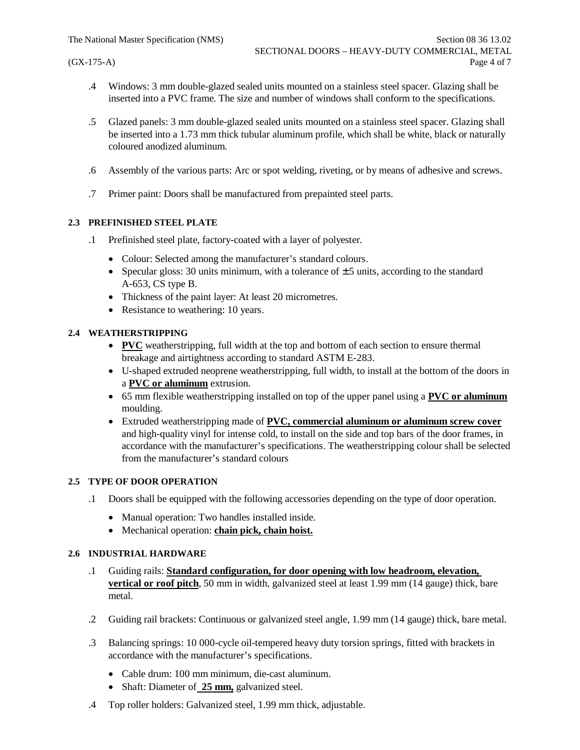.4 Windows: 3 mm double-glazed sealed units mounted on a stainless steel spacer. Glazing shall be inserted into a PVC frame. The size and number of windows shall conform to the specifications.

.5 Glazed panels: 3 mm double-glazed sealed units mounted on a stainless steel spacer. Glazing shall be inserted into a 1.73 mm thick tubular aluminum profile, which shall be white, black or naturally coloured anodized aluminum.

.6 Assembly of the various parts: Arc or spot welding, riveting, or by means of adhesive and screws.

.7 Primer paint: Doors shall be manufactured from prepainted steel parts.

### 2.3 PREFINISHED STEEL PLATE

.1 Prefinished steel plate, factory-coated with a layer of polyester.

- Colour: Selected among the manufacturer's standard colours.
- Specular gloss: 30 units minimum, with a tolerance of ±5 units, according to the standard A-653, CS type B.
- Thickness of the paint layer: At least 20 micrometres.
- Resistance to weathering: 10 years.

### 2.4 WEATHERSTRIPPING

- **PVC** weatherstripping, full width at the top and bottom of each section to ensure thermal breakage and airtightness according to standard ASTM E-283.
- U-shaped extruded neoprene weatherstripping, full width, to install at the bottom of the doors in a **PVC or aluminum** extrusion.
- 65 mm flexible weatherstripping installed on top of the upper panel using a **PVC or aluminum** moulding.
- Extruded weatherstripping made of **PVC, commercial aluminum or aluminum screw cover** and high-quality vinyl for intense cold, to install on the side and top bars of the door frames, in accordance with the manufacturer's specifications. The weatherstripping colour shall be selected from the manufacturer's standard colours

### 2.5 TYPE OF DOOR OPERATION

.1 Doors shall be equipped with the following accessories depending on the type of door operation.

- Manual operation: Two handles installed inside.
- Mechanical operation: **chain pick, chain hoist.**

### 2.6 INDUSTRIAL HARDWARE

.1 Guiding rails: **Standard configuration, for door opening with low headroom, elevation, vertical or roof pitch**, 50 mm in width, galvanized steel at least 1.99 mm (14 gauge) thick, bare metal.

.2 Guiding rail brackets: Continuous or galvanized steel angle, 1.99 mm (14 gauge) thick, bare metal.

.3 Balancing springs: 10 000-cycle oil-tempered heavy duty torsion springs, fitted with brackets in accordance with the manufacturer's specifications.

- Cable drum: 100 mm minimum, die-cast aluminum.
- Shaft: Diameter of **25 mm,** galvanized steel.

.4 Top roller holders: Galvanized steel, 1.99 mm thick, adjustable.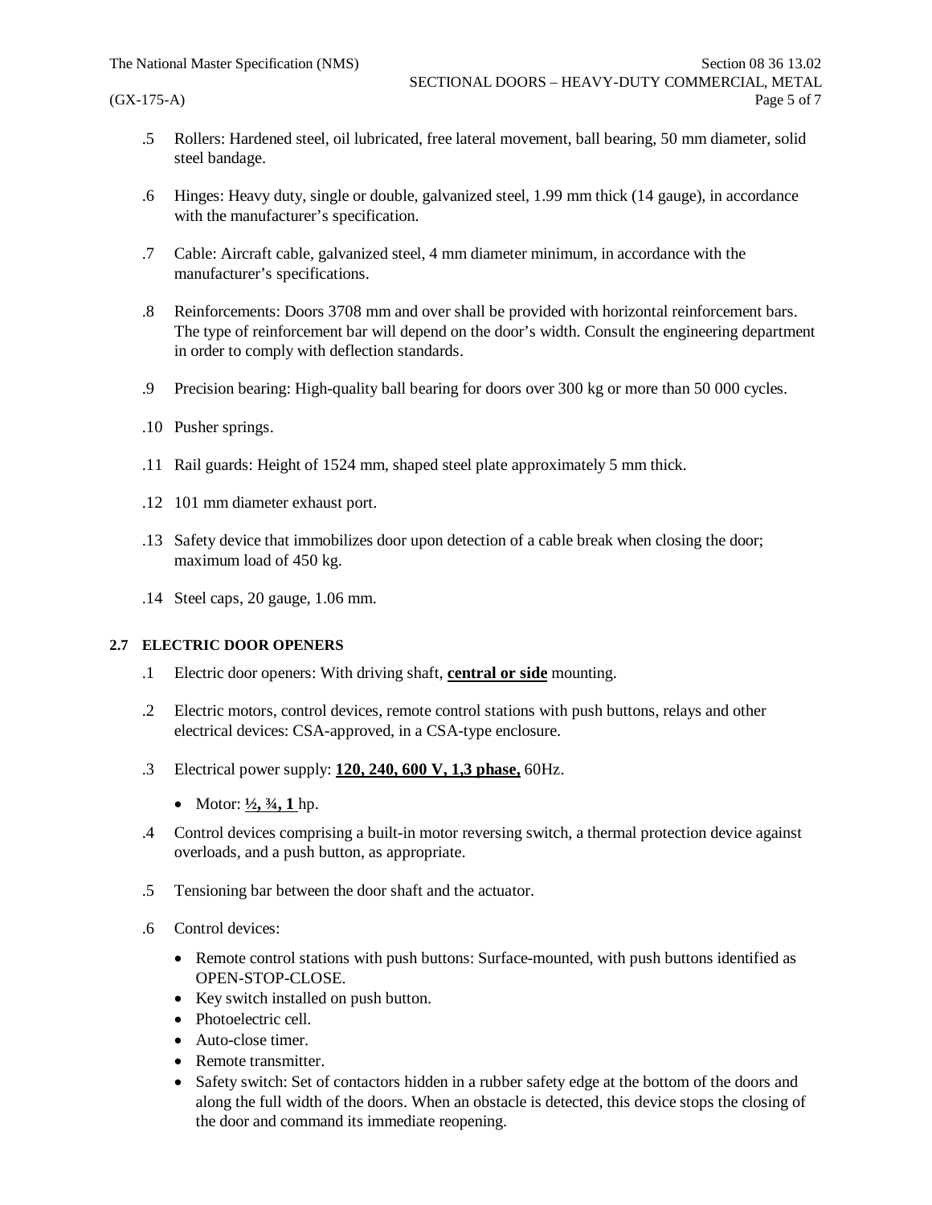.5 Rollers: Hardened steel, oil lubricated, free lateral movement, ball bearing, 50 mm diameter, solid steel bandage.

.6 Hinges: Heavy duty, single or double, galvanized steel, 1.99 mm thick (14 gauge), in accordance with the manufacturer's specification.

.7 Cable: Aircraft cable, galvanized steel, 4 mm diameter minimum, in accordance with the manufacturer's specifications.

.8 Reinforcements: Doors 3708 mm and over shall be provided with horizontal reinforcement bars. The type of reinforcement bar will depend on the door's width. Consult the engineering department in order to comply with deflection standards.

.9 Precision bearing: High-quality ball bearing for doors over 300 kg or more than 50 000 cycles.

.10 Pusher springs.

.11 Rail guards: Height of 1524 mm, shaped steel plate approximately 5 mm thick.

.12 101 mm diameter exhaust port.

.13 Safety device that immobilizes door upon detection of a cable break when closing the door; maximum load of 450 kg.

.14 Steel caps, 20 gauge, 1.06 mm.

## 2.7 ELECTRIC DOOR OPENERS

.1 Electric door openers: With driving shaft, **central or side** mounting.

.2 Electric motors, control devices, remote control stations with push buttons, relays and other electrical devices: CSA-approved, in a CSA-type enclosure.

.3 Electrical power supply: **120, 240, 600 V, 1,3 phase,** 60Hz.

- Motor: **½, ¾, 1** hp.

.4 Control devices comprising a built-in motor reversing switch, a thermal protection device against overloads, and a push button, as appropriate.

.5 Tensioning bar between the door shaft and the actuator.

.6 Control devices:

- Remote control stations with push buttons: Surface-mounted, with push buttons identified as OPEN-STOP-CLOSE.
- Key switch installed on push button.
- Photoelectric cell.
- Auto-close timer.
- Remote transmitter.
- Safety switch: Set of contactors hidden in a rubber safety edge at the bottom of the doors and along the full width of the doors. When an obstacle is detected, this device stops the closing of the door and command its immediate reopening.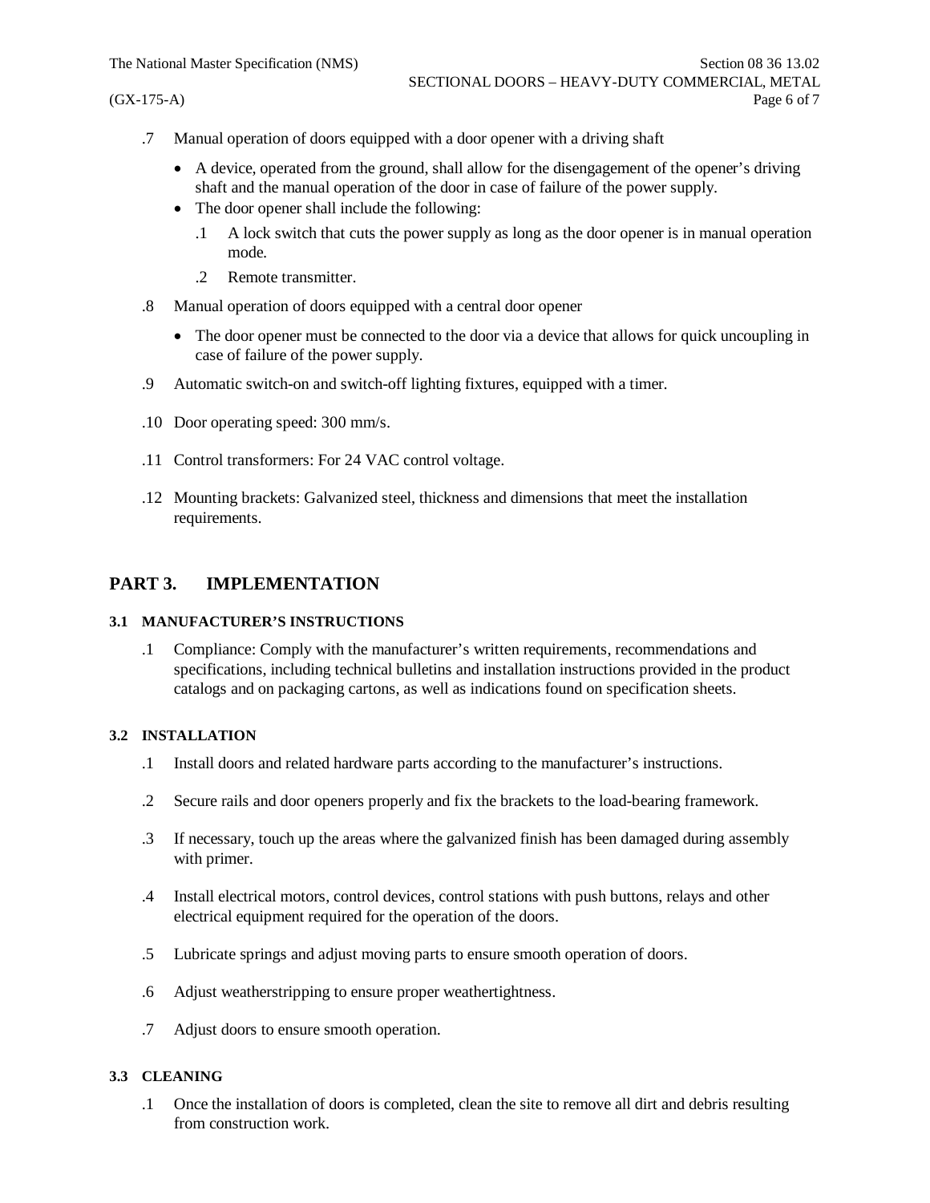.7 Manual operation of doors equipped with a door opener with a driving shaft

- A device, operated from the ground, shall allow for the disengagement of the opener's driving shaft and the manual operation of the door in case of failure of the power supply.
- The door opener shall include the following:
  - .1 A lock switch that cuts the power supply as long as the door opener is in manual operation mode.
  - .2 Remote transmitter.

.8 Manual operation of doors equipped with a central door opener

- The door opener must be connected to the door via a device that allows for quick uncoupling in case of failure of the power supply.

.9 Automatic switch-on and switch-off lighting fixtures, equipped with a timer.

.10 Door operating speed: 300 mm/s.

.11 Control transformers: For 24 VAC control voltage.

.12 Mounting brackets: Galvanized steel, thickness and dimensions that meet the installation requirements.

## PART 3. IMPLEMENTATION

### 3.1 MANUFACTURER'S INSTRUCTIONS

.1 Compliance: Comply with the manufacturer's written requirements, recommendations and specifications, including technical bulletins and installation instructions provided in the product catalogs and on packaging cartons, as well as indications found on specification sheets.

### 3.2 INSTALLATION

.1 Install doors and related hardware parts according to the manufacturer's instructions.

.2 Secure rails and door openers properly and fix the brackets to the load-bearing framework.

.3 If necessary, touch up the areas where the galvanized finish has been damaged during assembly with primer.

.4 Install electrical motors, control devices, control stations with push buttons, relays and other electrical equipment required for the operation of the doors.

.5 Lubricate springs and adjust moving parts to ensure smooth operation of doors.

.6 Adjust weatherstripping to ensure proper weathertightness.

.7 Adjust doors to ensure smooth operation.

### 3.3 CLEANING

.1 Once the installation of doors is completed, clean the site to remove all dirt and debris resulting from construction work.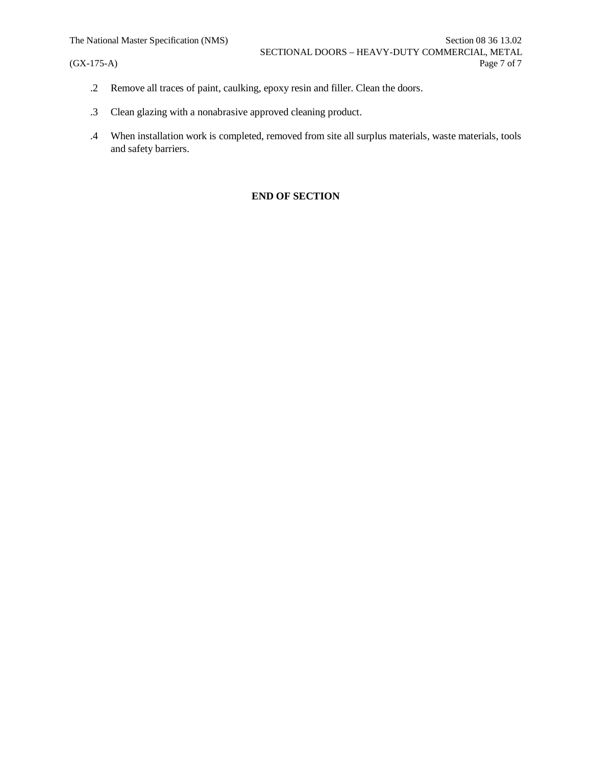.2 Remove all traces of paint, caulking, epoxy resin and filler. Clean the doors.

.3 Clean glazing with a nonabrasive approved cleaning product.

.4 When installation work is completed, removed from site all surplus materials, waste materials, tools and safety barriers.

**END OF SECTION**